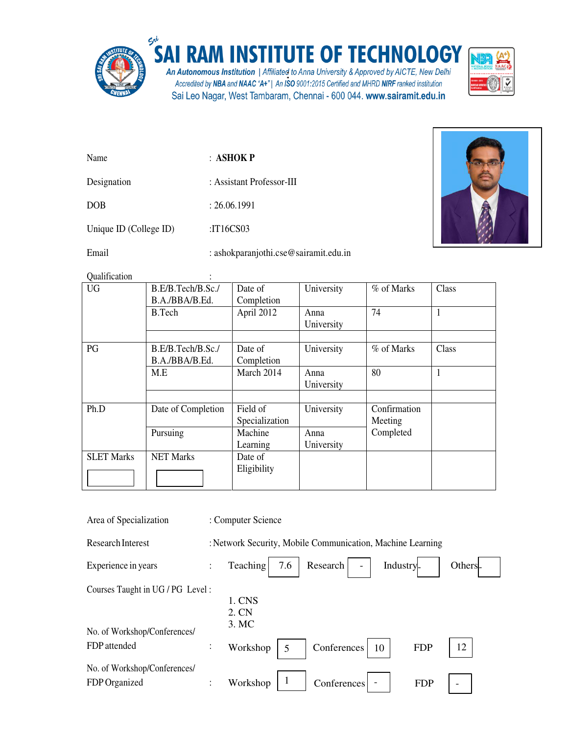# SAI RAM INSTITUTE OF TECHNOLOGY

An Autonomous Institution | Affiliated to Anna University & Approved by AICTE, New Delhi
Accredited by NBA and NAAC "A+" | An ISO 9001:2015 Certified and MHRD NIRF ranked institution
Sai Leo Nagar, West Tambaram, Chennai - 600 044. www.sairamit.edu.in

Name : **ASHOK P**

Designation : Assistant Professor-III

DOB : 26.06.1991

Unique ID (College ID) :IT16CS03

Email : ashokparanjothi.cse@sairamit.edu.in

Qualification :

| UG | B.E/B.Tech/B.Sc./ B.A./BBA/B.Ed. | Date of Completion | University | % of Marks | Class |
|---|---|---|---|---|---|
| | B.Tech | April 2012 | Anna University | 74 | 1 |
| | | | | | |
| PG | B.E/B.Tech/B.Sc./ B.A./BBA/B.Ed. | Date of Completion | University | % of Marks | Class |
| | M.E | March 2014 | Anna University | 80 | 1 |
| | | | | | |
| Ph.D | Date of Completion | Field of Specialization | University | Confirmation Meeting Completed | |
| | Pursuing | Machine Learning | Anna University | | |
| SLET Marks | NET Marks | Date of Eligibility | | | |

Area of Specialization : Computer Science

Research Interest : Network Security, Mobile Communication, Machine Learning

Experience in years : Teaching 7.6 Research - Industry - Others -

Courses Taught in UG / PG Level :

1. CNS
2. CN
3. MC

No. of Workshop/Conferences/ FDP attended : Workshop 5 Conferences 10 FDP 12

No. of Workshop/Conferences/ FDP Organized : Workshop 1 Conferences - FDP -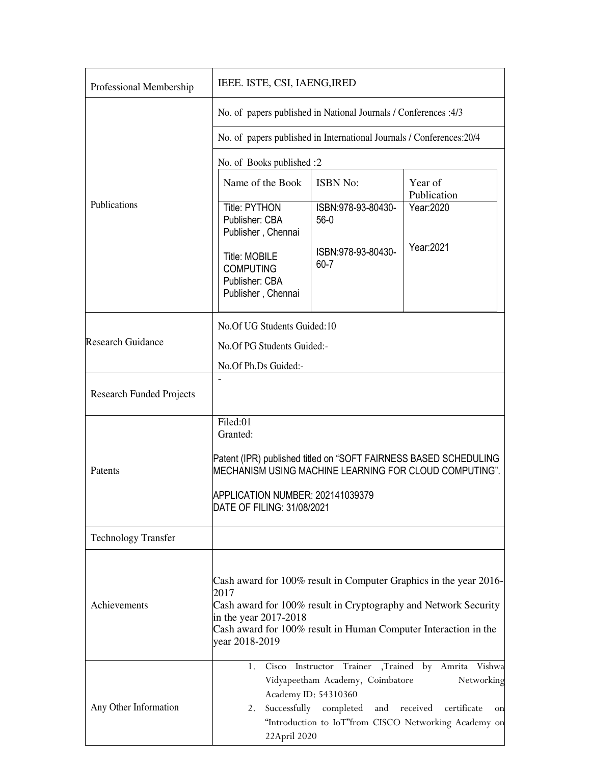| | |
|---|---|
| Professional Membership | IEEE. ISTE, CSI, IAENG,IRED |
| Publications | No. of papers published in National Journals / Conferences :4/3<br>No. of papers published in International Journals / Conferences:20/4<br>No. of Books published :2<br><br>**Name of the Book** / **ISBN No:** / **Year of Publication**<br>Title: PYTHON Publisher: CBA Publisher , Chennai / ISBN:978-93-80430-56-0 / Year:2020<br>Title: MOBILE COMPUTING Publisher: CBA Publisher , Chennai / ISBN:978-93-80430-60-7 / Year:2021 |
| Research Guidance | No.Of UG Students Guided:10<br>No.Of PG Students Guided:-<br>No.Of Ph.Ds Guided:- |
| Research Funded Projects | - |
| Patents | Filed:01<br>Granted:<br><br>Patent (IPR) published titled on "SOFT FAIRNESS BASED SCHEDULING MECHANISM USING MACHINE LEARNING FOR CLOUD COMPUTING".<br><br>APPLICATION NUMBER: 202141039379<br>DATE OF FILING: 31/08/2021 |
| Technology Transfer | |
| Achievements | Cash award for 100% result in Computer Graphics in the year 2016-2017<br>Cash award for 100% result in Cryptography and Network Security in the year 2017-2018<br>Cash award for 100% result in Human Computer Interaction in the year 2018-2019 |
| Any Other Information | 1. Cisco Instructor Trainer ,Trained by Amrita Vishwa Vidyapeetham Academy, Coimbatore Networking Academy ID: 54310360<br>2. Successfully completed and received certificate on "Introduction to IoT"from CISCO Networking Academy on 22April 2020 |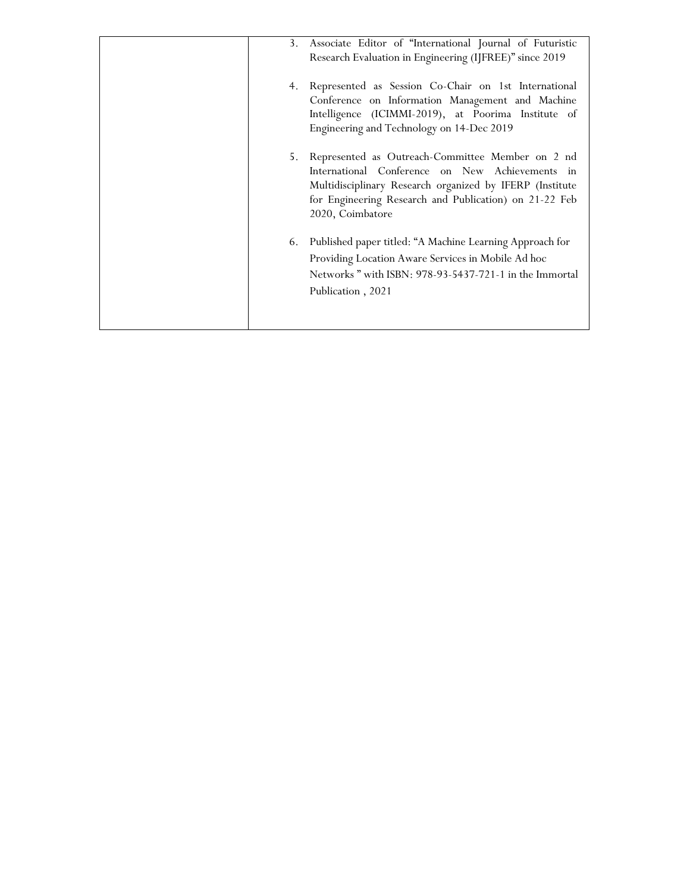| | |
|---|---|
| | 3. Associate Editor of "International Journal of Futuristic Research Evaluation in Engineering (IJFREE)" since 2019<br><br>4. Represented as Session Co-Chair on 1st International Conference on Information Management and Machine Intelligence (ICIMMI-2019), at Poorima Institute of Engineering and Technology on 14-Dec 2019<br><br>5. Represented as Outreach-Committee Member on 2 nd International Conference on New Achievements in Multidisciplinary Research organized by IFERP (Institute for Engineering Research and Publication) on 21-22 Feb 2020, Coimbatore<br><br>6. Published paper titled: "A Machine Learning Approach for Providing Location Aware Services in Mobile Ad hoc Networks " with ISBN: 978-93-5437-721-1 in the Immortal Publication , 2021 |